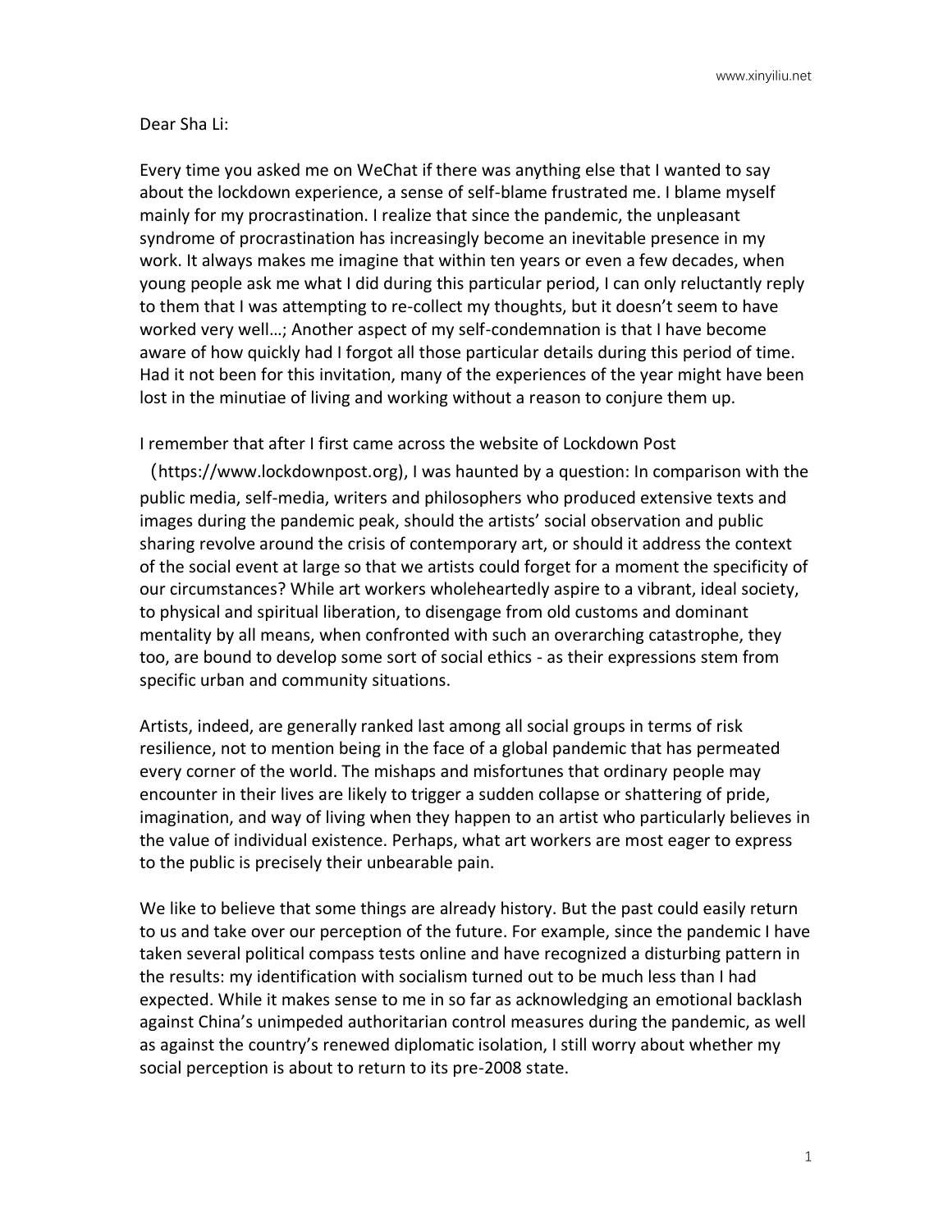Dear Sha Li:

Every time you asked me on WeChat if there was anything else that I wanted to say about the lockdown experience, a sense of self-blame frustrated me. I blame myself mainly for my procrastination. I realize that since the pandemic, the unpleasant syndrome of procrastination has increasingly become an inevitable presence in my work. It always makes me imagine that within ten years or even a few decades, when young people ask me what I did during this particular period, I can only reluctantly reply to them that I was attempting to re-collect my thoughts, but it doesn't seem to have worked very well…; Another aspect of my self-condemnation is that I have become aware of how quickly had I forgot all those particular details during this period of time. Had it not been for this invitation, many of the experiences of the year might have been lost in the minutiae of living and working without a reason to conjure them up.

I remember that after I first came across the website of Lockdown Post （https://www.lockdownpost.org), I was haunted by a question: In comparison with the public media, self-media, writers and philosophers who produced extensive texts and images during the pandemic peak, should the artists' social observation and public sharing revolve around the crisis of contemporary art, or should it address the context of the social event at large so that we artists could forget for a moment the specificity of our circumstances? While art workers wholeheartedly aspire to a vibrant, ideal society, to physical and spiritual liberation, to disengage from old customs and dominant mentality by all means, when confronted with such an overarching catastrophe, they too, are bound to develop some sort of social ethics - as their expressions stem from specific urban and community situations.

Artists, indeed, are generally ranked last among all social groups in terms of risk resilience, not to mention being in the face of a global pandemic that has permeated every corner of the world. The mishaps and misfortunes that ordinary people may encounter in their lives are likely to trigger a sudden collapse or shattering of pride, imagination, and way of living when they happen to an artist who particularly believes in the value of individual existence. Perhaps, what art workers are most eager to express to the public is precisely their unbearable pain.

We like to believe that some things are already history. But the past could easily return to us and take over our perception of the future. For example, since the pandemic I have taken several political compass tests online and have recognized a disturbing pattern in the results: my identification with socialism turned out to be much less than I had expected. While it makes sense to me in so far as acknowledging an emotional backlash against China's unimpeded authoritarian control measures during the pandemic, as well as against the country's renewed diplomatic isolation, I still worry about whether my social perception is about to return to its pre-2008 state.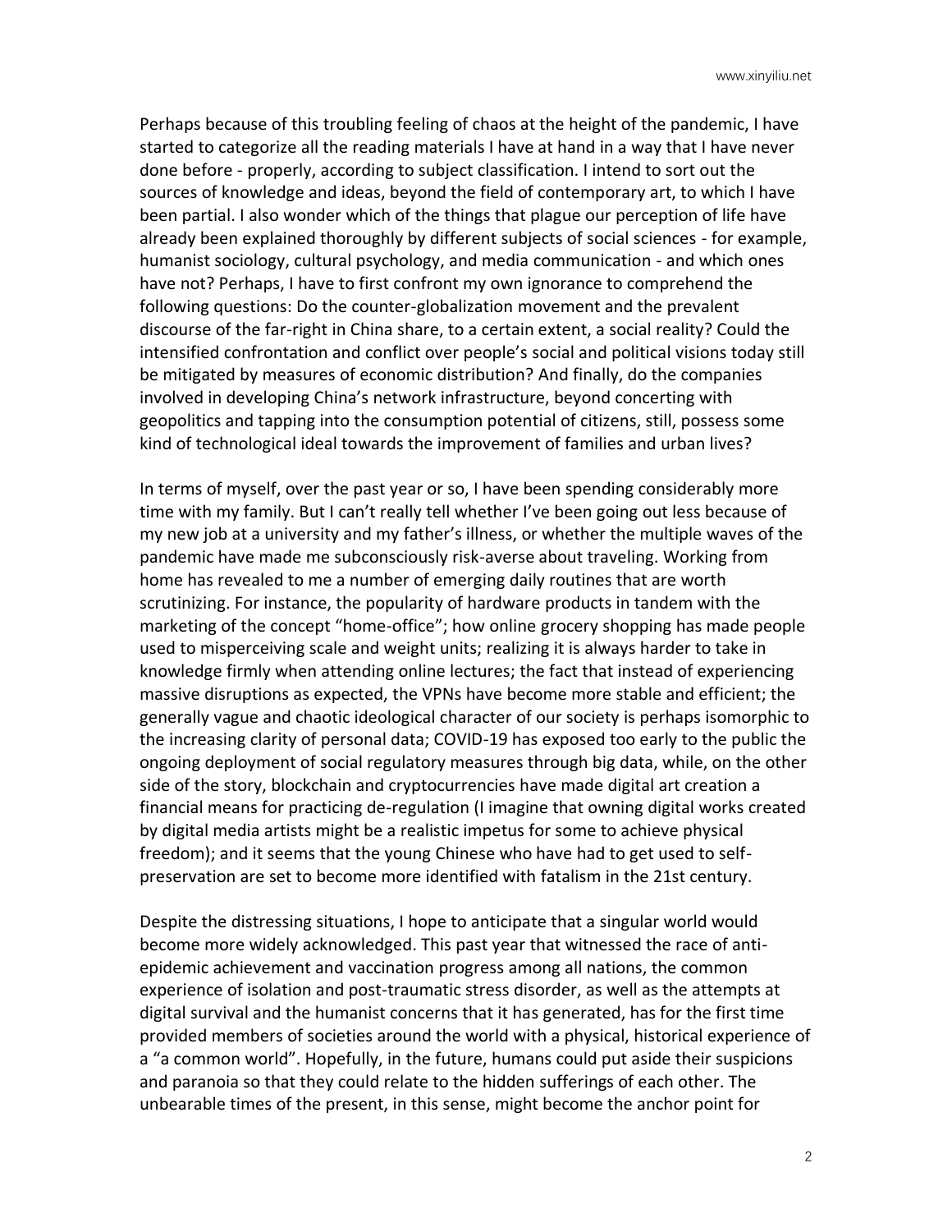Perhaps because of this troubling feeling of chaos at the height of the pandemic, I have started to categorize all the reading materials I have at hand in a way that I have never done before - properly, according to subject classification. I intend to sort out the sources of knowledge and ideas, beyond the field of contemporary art, to which I have been partial. I also wonder which of the things that plague our perception of life have already been explained thoroughly by different subjects of social sciences - for example, humanist sociology, cultural psychology, and media communication - and which ones have not? Perhaps, I have to first confront my own ignorance to comprehend the following questions: Do the counter-globalization movement and the prevalent discourse of the far-right in China share, to a certain extent, a social reality? Could the intensified confrontation and conflict over people's social and political visions today still be mitigated by measures of economic distribution? And finally, do the companies involved in developing China's network infrastructure, beyond concerting with geopolitics and tapping into the consumption potential of citizens, still, possess some kind of technological ideal towards the improvement of families and urban lives?

In terms of myself, over the past year or so, I have been spending considerably more time with my family. But I can't really tell whether I've been going out less because of my new job at a university and my father's illness, or whether the multiple waves of the pandemic have made me subconsciously risk-averse about traveling. Working from home has revealed to me a number of emerging daily routines that are worth scrutinizing. For instance, the popularity of hardware products in tandem with the marketing of the concept "home-office"; how online grocery shopping has made people used to misperceiving scale and weight units; realizing it is always harder to take in knowledge firmly when attending online lectures; the fact that instead of experiencing massive disruptions as expected, the VPNs have become more stable and efficient; the generally vague and chaotic ideological character of our society is perhaps isomorphic to the increasing clarity of personal data; COVID-19 has exposed too early to the public the ongoing deployment of social regulatory measures through big data, while, on the other side of the story, blockchain and cryptocurrencies have made digital art creation a financial means for practicing de-regulation (I imagine that owning digital works created by digital media artists might be a realistic impetus for some to achieve physical freedom); and it seems that the young Chinese who have had to get used to self-preservation are set to become more identified with fatalism in the 21st century.

Despite the distressing situations, I hope to anticipate that a singular world would become more widely acknowledged. This past year that witnessed the race of anti-epidemic achievement and vaccination progress among all nations, the common experience of isolation and post-traumatic stress disorder, as well as the attempts at digital survival and the humanist concerns that it has generated, has for the first time provided members of societies around the world with a physical, historical experience of a "a common world". Hopefully, in the future, humans could put aside their suspicions and paranoia so that they could relate to the hidden sufferings of each other. The unbearable times of the present, in this sense, might become the anchor point for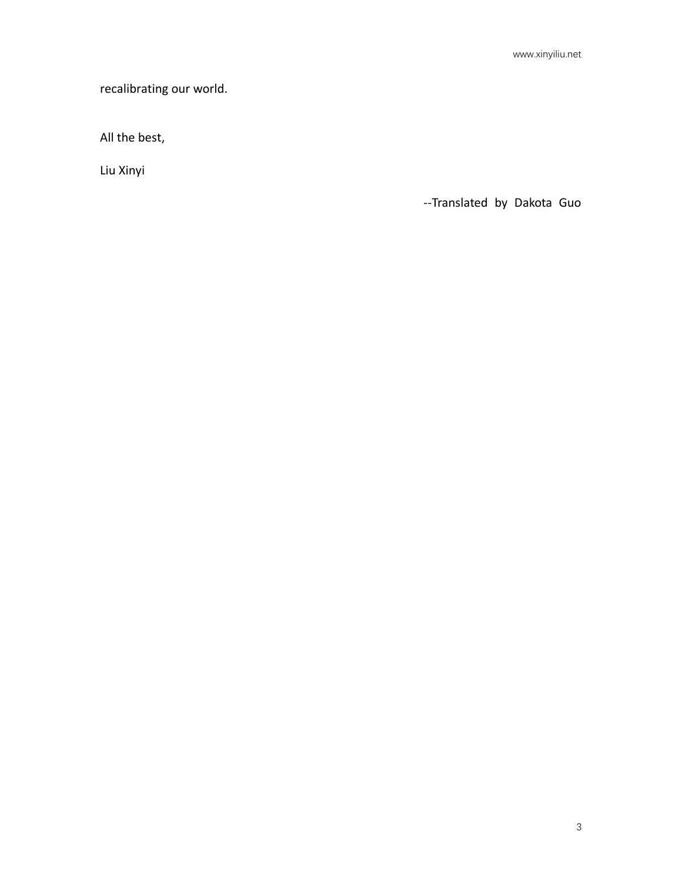recalibrating our world.

All the best,

Liu Xinyi

--Translated by Dakota Guo